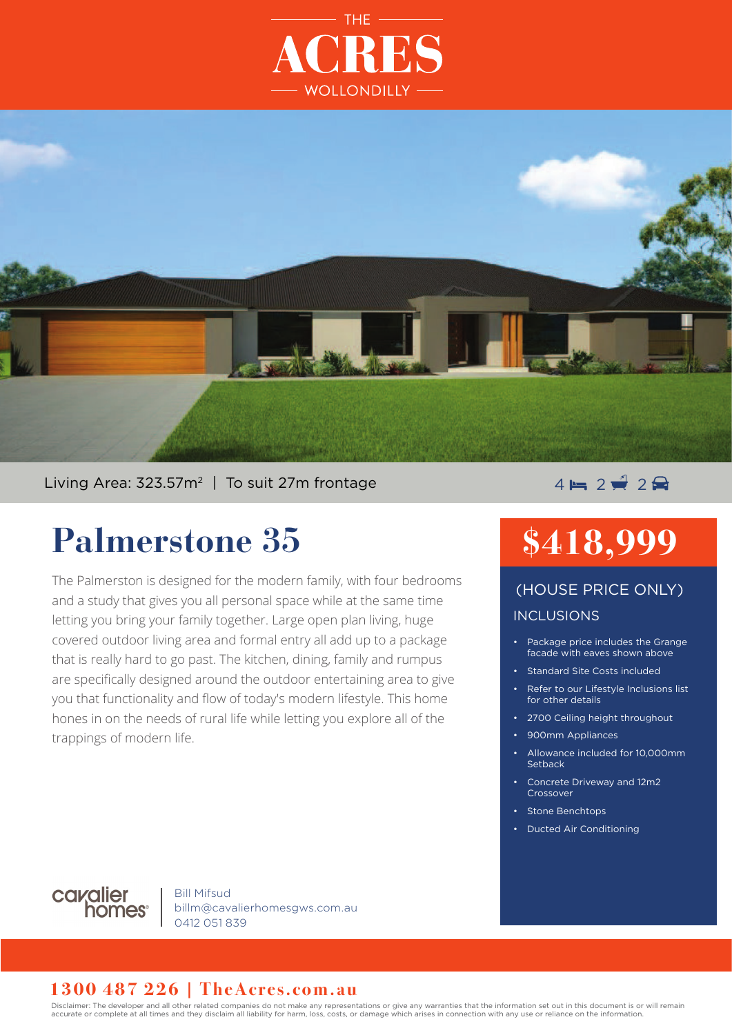THE

# ACRES

WOLLONDILLY

Living Area: 323.57m$^2$ | To suit 27m frontage

4 bed 2 bath 2 car

# Palmerstone 35

The Palmerston is designed for the modern family, with four bedrooms and a study that gives you all personal space while at the same time letting you bring your family together. Large open plan living, huge covered outdoor living area and formal entry all add up to a package that is really hard to go past. The kitchen, dining, family and rumpus are specifically designed around the outdoor entertaining area to give you that functionality and flow of today's modern lifestyle. This home hones in on the needs of rural life while letting you explore all of the trappings of modern life.

## $418,999

(HOUSE PRICE ONLY)

### INCLUSIONS

- Package price includes the Grange facade with eaves shown above
- Standard Site Costs included
- Refer to our Lifestyle Inclusions list for other details
- 2700 Ceiling height throughout
- 900mm Appliances
- Allowance included for 10,000mm Setback
- Concrete Driveway and 12m2 Crossover
- Stone Benchtops
- Ducted Air Conditioning

cavalier homes

Bill Mifsud
billm@cavalierhomesgws.com.au
0412 051 839

**1300 487 226 | TheAcres.com.au**

Disclaimer: The developer and all other related companies do not make any representations or give any warranties that the information set out in this document is or will remain accurate or complete at all times and they disclaim all liability for harm, loss, costs, or damage which arises in connection with any use or reliance on the information.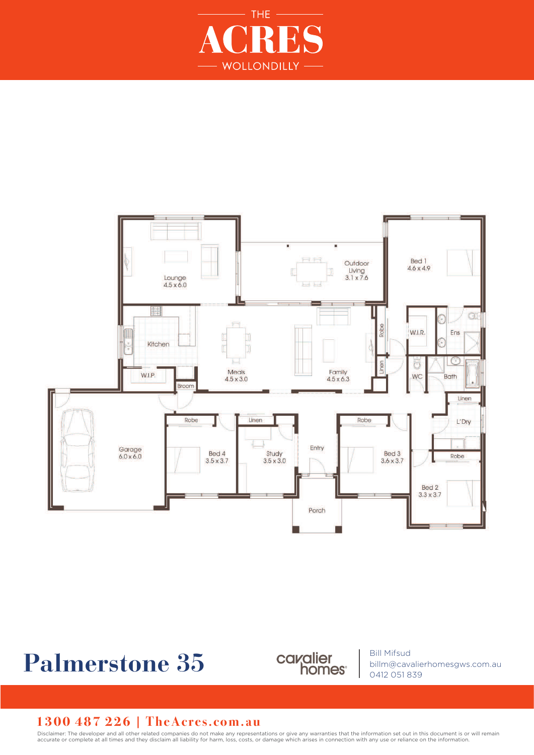THE

# ACRES

WOLLONDILLY

Lounge
4.5 x 6.0

Outdoor
Living
3.1 x 7.6

Bed 1
4.6 x 4.9

Kitchen

Meals
4.5 x 3.0

Family
4.5 x 6.3

Robe

Linen

W.I.R.

Ens

WC

Bath

W.I.P.

Broom

Linen

L'Dry

Garage
6.0 x 6.0

Robe

Bed 4
3.5 x 3.7

Linen

Study
3.5 x 3.0

Entry

Robe

Bed 3
3.6 x 3.7

Robe

Bed 2
3.3 x 3.7

Porch

# Palmerstone 35

cavalier homes

Bill Mifsud
billm@cavalierhomesgws.com.au
0412 051 839

**1300 487 226 | TheAcres.com.au**

Disclaimer: The developer and all other related companies do not make any representations or give any warranties that the information set out in this document is or will remain accurate or complete at all times and they disclaim all liability for harm, loss, costs, or damage which arises in connection with any use or reliance on the information.